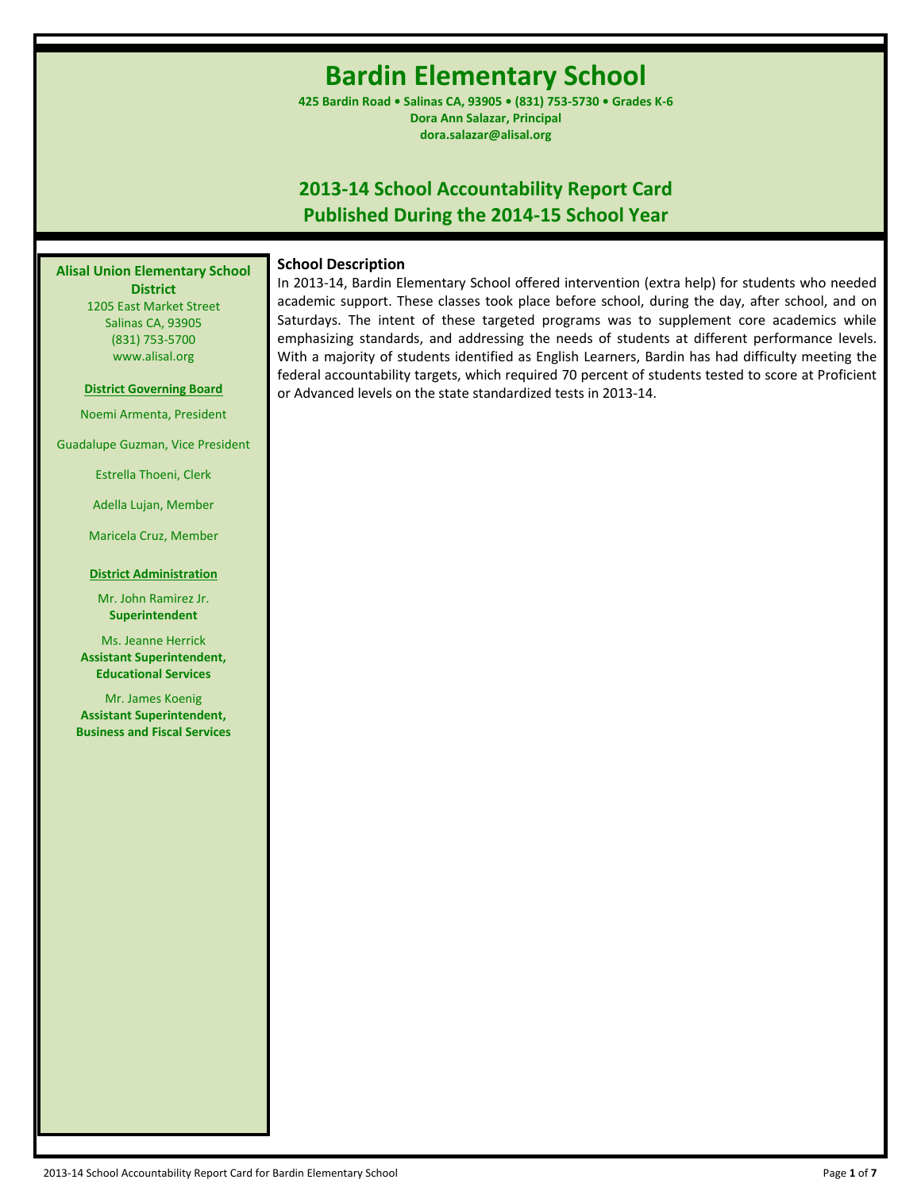# Bardin Elementary School

**425 Bardin Road • Salinas CA, 93905 • (831) 753-5730 • Grades K-6**
**Dora Ann Salazar, Principal**
**dora.salazar@alisal.org**

## 2013-14 School Accountability Report Card
## Published During the 2014-15 School Year

**Alisal Union Elementary School District**
1205 East Market Street
Salinas CA, 93905
(831) 753-5700
www.alisal.org

**District Governing Board**

Noemi Armenta, President

Guadalupe Guzman, Vice President

Estrella Thoeni, Clerk

Adella Lujan, Member

Maricela Cruz, Member

**District Administration**

Mr. John Ramirez Jr.
**Superintendent**

Ms. Jeanne Herrick
**Assistant Superintendent, Educational Services**

Mr. James Koenig
**Assistant Superintendent, Business and Fiscal Services**

### School Description

In 2013-14, Bardin Elementary School offered intervention (extra help) for students who needed academic support. These classes took place before school, during the day, after school, and on Saturdays. The intent of these targeted programs was to supplement core academics while emphasizing standards, and addressing the needs of students at different performance levels. With a majority of students identified as English Learners, Bardin has had difficulty meeting the federal accountability targets, which required 70 percent of students tested to score at Proficient or Advanced levels on the state standardized tests in 2013-14.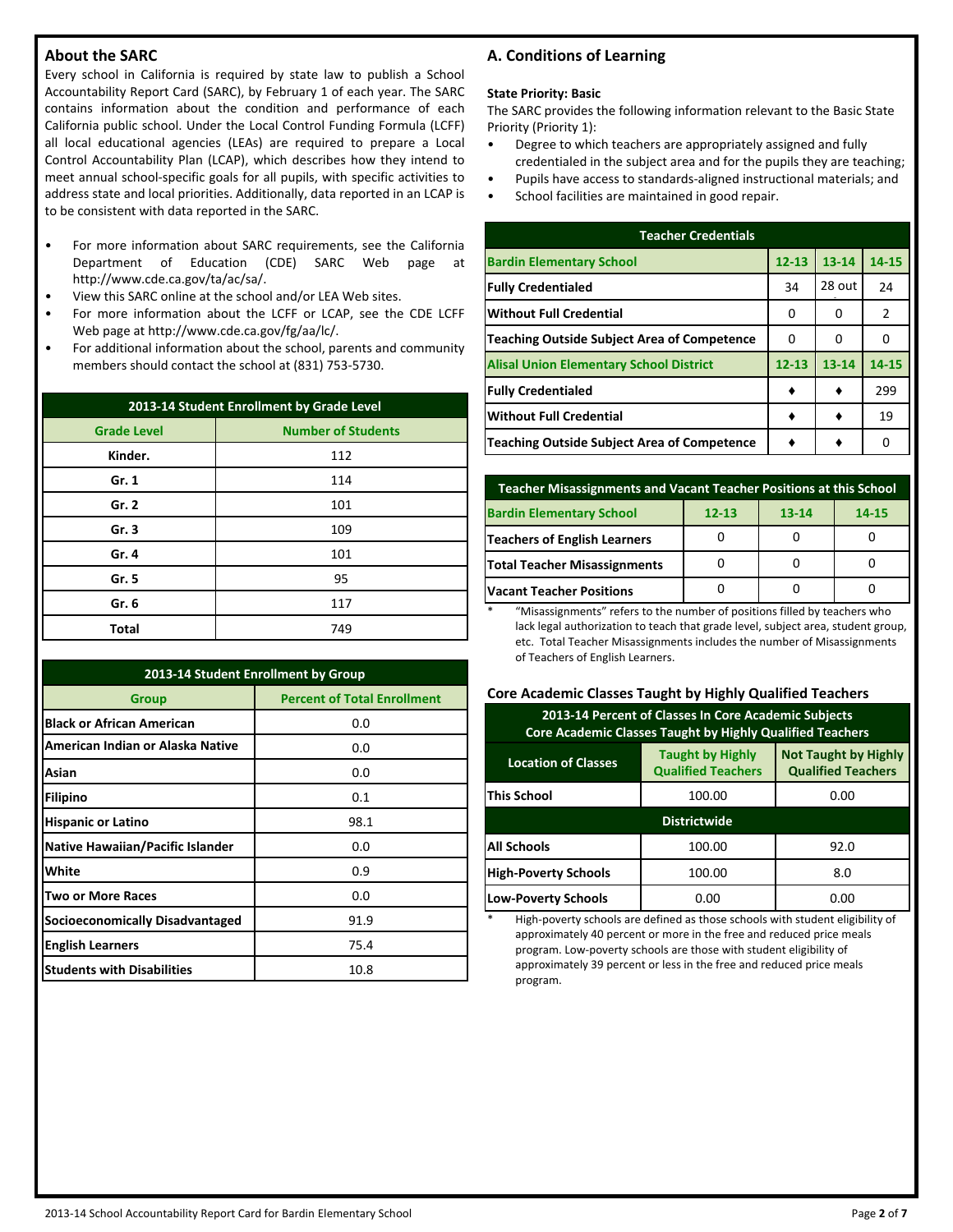## About the SARC

Every school in California is required by state law to publish a School Accountability Report Card (SARC), by February 1 of each year. The SARC contains information about the condition and performance of each California public school. Under the Local Control Funding Formula (LCFF) all local educational agencies (LEAs) are required to prepare a Local Control Accountability Plan (LCAP), which describes how they intend to meet annual school-specific goals for all pupils, with specific activities to address state and local priorities. Additionally, data reported in an LCAP is to be consistent with data reported in the SARC.

- For more information about SARC requirements, see the California Department of Education (CDE) SARC Web page at http://www.cde.ca.gov/ta/ac/sa/.
- View this SARC online at the school and/or LEA Web sites.
- For more information about the LCFF or LCAP, see the CDE LCFF Web page at http://www.cde.ca.gov/fg/aa/lc/.
- For additional information about the school, parents and community members should contact the school at (831) 753-5730.

| 2013-14 Student Enrollment by Grade Level | |
|---|---|
| **Grade Level** | **Number of Students** |
| Kinder. | 112 |
| Gr. 1 | 114 |
| Gr. 2 | 101 |
| Gr. 3 | 109 |
| Gr. 4 | 101 |
| Gr. 5 | 95 |
| Gr. 6 | 117 |
| Total | 749 |

| 2013-14 Student Enrollment by Group | |
|---|---|
| **Group** | **Percent of Total Enrollment** |
| Black or African American | 0.0 |
| American Indian or Alaska Native | 0.0 |
| Asian | 0.0 |
| Filipino | 0.1 |
| Hispanic or Latino | 98.1 |
| Native Hawaiian/Pacific Islander | 0.0 |
| White | 0.9 |
| Two or More Races | 0.0 |
| Socioeconomically Disadvantaged | 91.9 |
| English Learners | 75.4 |
| Students with Disabilities | 10.8 |

## A. Conditions of Learning

**State Priority: Basic**

The SARC provides the following information relevant to the Basic State Priority (Priority 1):

- Degree to which teachers are appropriately assigned and fully credentialed in the subject area and for the pupils they are teaching;
- Pupils have access to standards-aligned instructional materials; and
- School facilities are maintained in good repair.

| Teacher Credentials | | | |
|---|---|---|---|
| **Bardin Elementary School** | **12-13** | **13-14** | **14-15** |
| Fully Credentialed | 34 | 28 out | 24 |
| Without Full Credential | 0 | 0 | 2 |
| Teaching Outside Subject Area of Competence | 0 | 0 | 0 |
| **Alisal Union Elementary School District** | **12-13** | **13-14** | **14-15** |
| Fully Credentialed | ♦ | ♦ | 299 |
| Without Full Credential | ♦ | ♦ | 19 |
| Teaching Outside Subject Area of Competence | ♦ | ♦ | 0 |

| Teacher Misassignments and Vacant Teacher Positions at this School | | | |
|---|---|---|---|
| **Bardin Elementary School** | **12-13** | **13-14** | **14-15** |
| Teachers of English Learners | 0 | 0 | 0 |
| Total Teacher Misassignments | 0 | 0 | 0 |
| Vacant Teacher Positions | 0 | 0 | 0 |

\* "Misassignments" refers to the number of positions filled by teachers who lack legal authorization to teach that grade level, subject area, student group, etc. Total Teacher Misassignments includes the number of Misassignments of Teachers of English Learners.

### Core Academic Classes Taught by Highly Qualified Teachers

| 2013-14 Percent of Classes In Core Academic Subjects Core Academic Classes Taught by Highly Qualified Teachers | | |
|---|---|---|
| **Location of Classes** | **Taught by Highly Qualified Teachers** | **Not Taught by Highly Qualified Teachers** |
| This School | 100.00 | 0.00 |
| **Districtwide** | | |
| All Schools | 100.00 | 92.0 |
| High-Poverty Schools | 100.00 | 8.0 |
| Low-Poverty Schools | 0.00 | 0.00 |

\* High-poverty schools are defined as those schools with student eligibility of approximately 40 percent or more in the free and reduced price meals program. Low-poverty schools are those with student eligibility of approximately 39 percent or less in the free and reduced price meals program.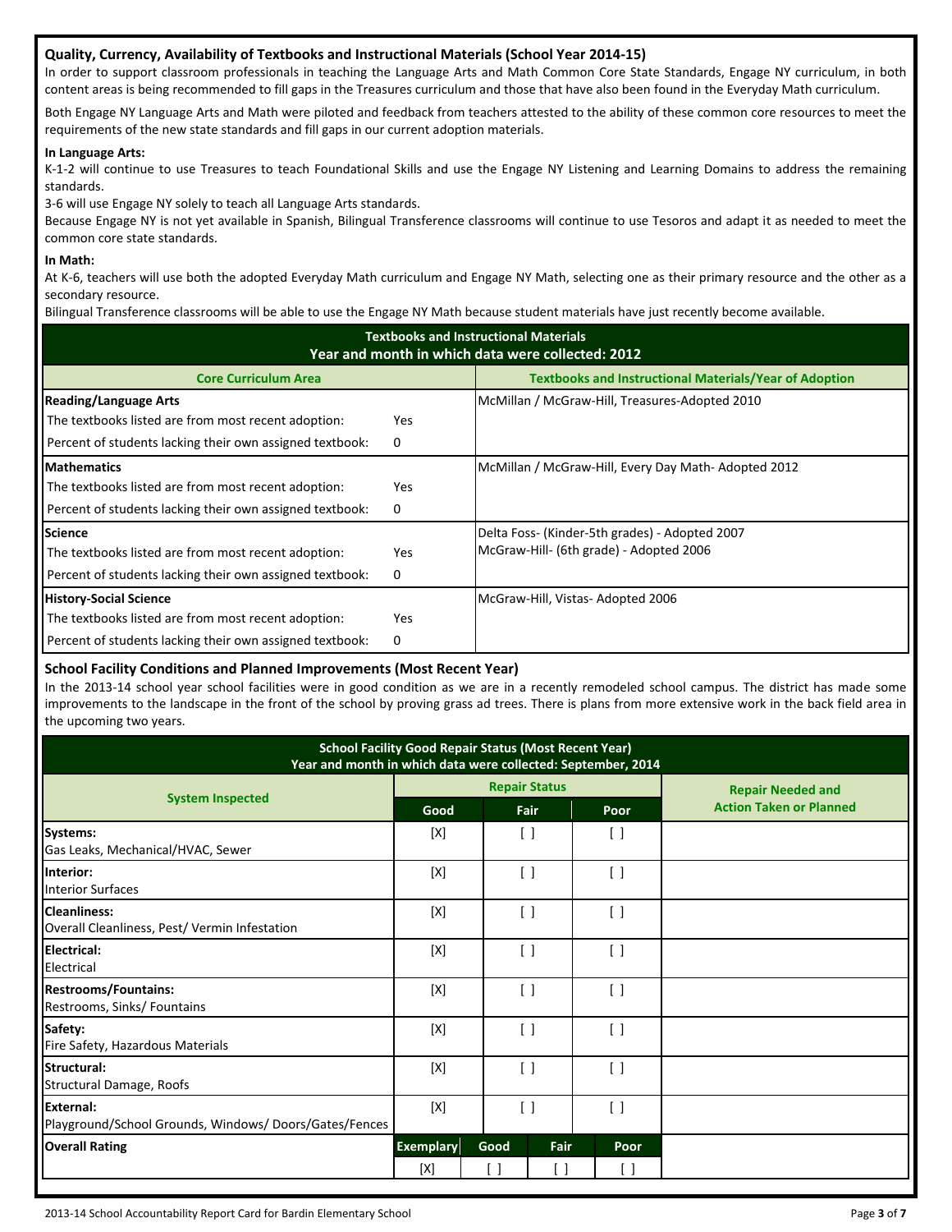## Quality, Currency, Availability of Textbooks and Instructional Materials (School Year 2014-15)

In order to support classroom professionals in teaching the Language Arts and Math Common Core State Standards, Engage NY curriculum, in both content areas is being recommended to fill gaps in the Treasures curriculum and those that have also been found in the Everyday Math curriculum.

Both Engage NY Language Arts and Math were piloted and feedback from teachers attested to the ability of these common core resources to meet the requirements of the new state standards and fill gaps in our current adoption materials.

**In Language Arts:**

K-1-2 will continue to use Treasures to teach Foundational Skills and use the Engage NY Listening and Learning Domains to address the remaining standards.

3-6 will use Engage NY solely to teach all Language Arts standards.

Because Engage NY is not yet available in Spanish, Bilingual Transference classrooms will continue to use Tesoros and adapt it as needed to meet the common core state standards.

**In Math:**

At K-6, teachers will use both the adopted Everyday Math curriculum and Engage NY Math, selecting one as their primary resource and the other as a secondary resource.

Bilingual Transference classrooms will be able to use the Engage NY Math because student materials have just recently become available.

**Textbooks and Instructional Materials**
**Year and month in which data were collected: 2012**

| Core Curriculum Area | | Textbooks and Instructional Materials/Year of Adoption |
|---|---|---|
| **Reading/Language Arts** | | McMillan / McGraw-Hill, Treasures-Adopted 2010 |
| The textbooks listed are from most recent adoption: | Yes | |
| Percent of students lacking their own assigned textbook: | 0 | |
| **Mathematics** | | McMillan / McGraw-Hill, Every Day Math- Adopted 2012 |
| The textbooks listed are from most recent adoption: | Yes | |
| Percent of students lacking their own assigned textbook: | 0 | |
| **Science** | | Delta Foss- (Kinder-5th grades) - Adopted 2007 |
| The textbooks listed are from most recent adoption: | Yes | McGraw-Hill- (6th grade) - Adopted 2006 |
| Percent of students lacking their own assigned textbook: | 0 | |
| **History-Social Science** | | McGraw-Hill, Vistas- Adopted 2006 |
| The textbooks listed are from most recent adoption: | Yes | |
| Percent of students lacking their own assigned textbook: | 0 | |

## School Facility Conditions and Planned Improvements (Most Recent Year)

In the 2013-14 school year school facilities were in good condition as we are in a recently remodeled school campus. The district has made some improvements to the landscape in the front of the school by proving grass ad trees. There is plans from more extensive work in the back field area in the upcoming two years.

**School Facility Good Repair Status (Most Recent Year)**
**Year and month in which data were collected: September, 2014**

| System Inspected | Repair Status | | | Repair Needed and Action Taken or Planned |
|---|---|---|---|---|
| | Good | Fair | Poor | |
| **Systems:** Gas Leaks, Mechanical/HVAC, Sewer | [X] | [ ] | [ ] | |
| **Interior:** Interior Surfaces | [X] | [ ] | [ ] | |
| **Cleanliness:** Overall Cleanliness, Pest/ Vermin Infestation | [X] | [ ] | [ ] | |
| **Electrical:** Electrical | [X] | [ ] | [ ] | |
| **Restrooms/Fountains:** Restrooms, Sinks/ Fountains | [X] | [ ] | [ ] | |
| **Safety:** Fire Safety, Hazardous Materials | [X] | [ ] | [ ] | |
| **Structural:** Structural Damage, Roofs | [X] | [ ] | [ ] | |
| **External:** Playground/School Grounds, Windows/ Doors/Gates/Fences | [X] | [ ] | [ ] | |

| Overall Rating | Exemplary | Good | Fair | Poor |
|---|---|---|---|---|
| | [X] | [ ] | [ ] | [ ] |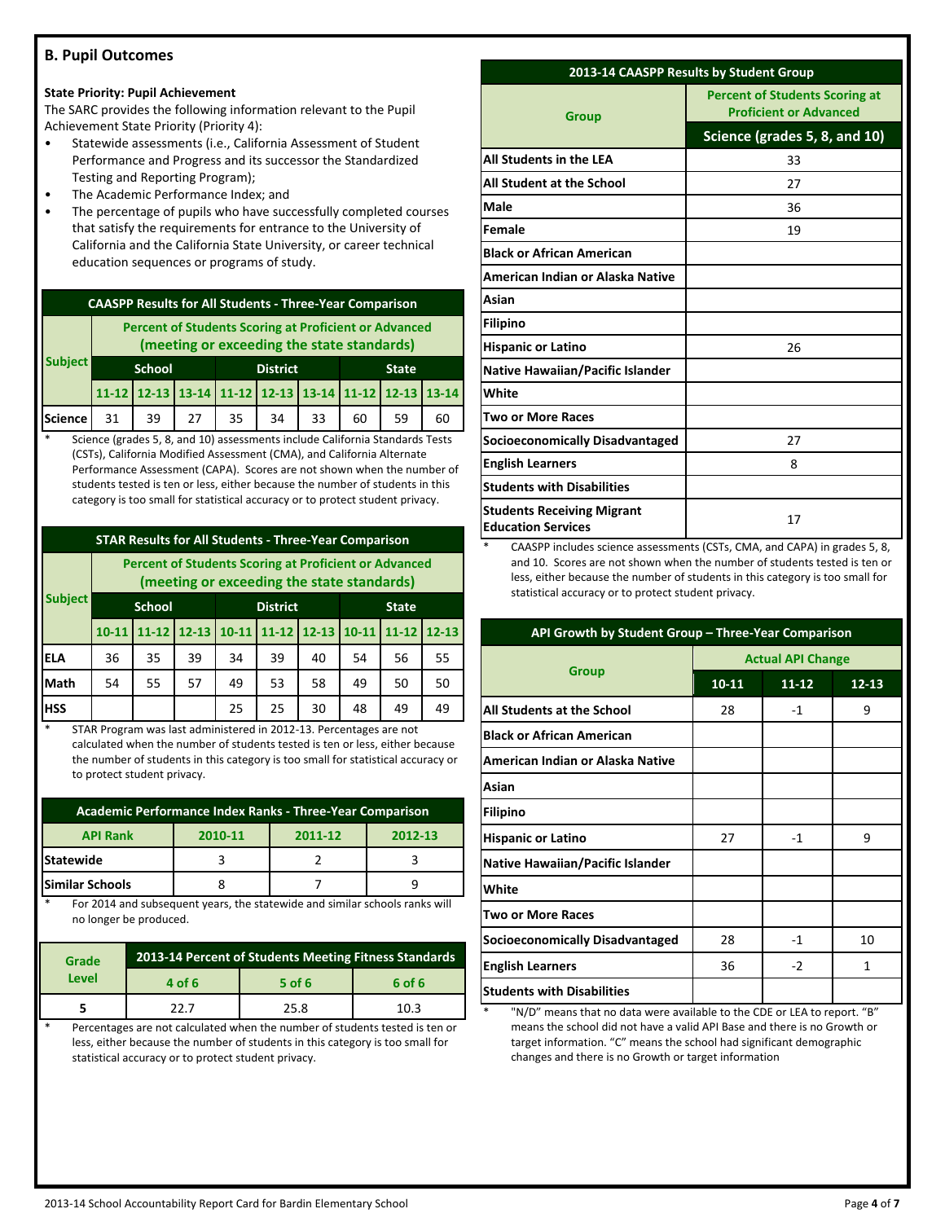## B. Pupil Outcomes

**State Priority: Pupil Achievement**

The SARC provides the following information relevant to the Pupil Achievement State Priority (Priority 4):

- Statewide assessments (i.e., California Assessment of Student Performance and Progress and its successor the Standardized Testing and Reporting Program);
- The Academic Performance Index; and
- The percentage of pupils who have successfully completed courses that satisfy the requirements for entrance to the University of California and the California State University, or career technical education sequences or programs of study.

**CAASPP Results for All Students - Three-Year Comparison**

| Subject | Percent of Students Scoring at Proficient or Advanced (meeting or exceeding the state standards) | | | | | | | | |
|---|---|---|---|---|---|---|---|---|---|
| | School | | | District | | | State | | |
| | 11-12 | 12-13 | 13-14 | 11-12 | 12-13 | 13-14 | 11-12 | 12-13 | 13-14 |
| Science | 31 | 39 | 27 | 35 | 34 | 33 | 60 | 59 | 60 |

\* Science (grades 5, 8, and 10) assessments include California Standards Tests (CSTs), California Modified Assessment (CMA), and California Alternate Performance Assessment (CAPA). Scores are not shown when the number of students tested is ten or less, either because the number of students in this category is too small for statistical accuracy or to protect student privacy.

**STAR Results for All Students - Three-Year Comparison**

| Subject | Percent of Students Scoring at Proficient or Advanced (meeting or exceeding the state standards) | | | | | | | | |
|---|---|---|---|---|---|---|---|---|---|
| | School | | | District | | | State | | |
| | 10-11 | 11-12 | 12-13 | 10-11 | 11-12 | 12-13 | 10-11 | 11-12 | 12-13 |
| ELA | 36 | 35 | 39 | 34 | 39 | 40 | 54 | 56 | 55 |
| Math | 54 | 55 | 57 | 49 | 53 | 58 | 49 | 50 | 50 |
| HSS | | | | 25 | 25 | 30 | 48 | 49 | 49 |

\* STAR Program was last administered in 2012-13. Percentages are not calculated when the number of students tested is ten or less, either because the number of students in this category is too small for statistical accuracy or to protect student privacy.

**Academic Performance Index Ranks - Three-Year Comparison**

| API Rank | 2010-11 | 2011-12 | 2012-13 |
|---|---|---|---|
| Statewide | 3 | 2 | 3 |
| Similar Schools | 8 | 7 | 9 |

\* For 2014 and subsequent years, the statewide and similar schools ranks will no longer be produced.

| Grade Level | 2013-14 Percent of Students Meeting Fitness Standards | | |
|---|---|---|---|
| | 4 of 6 | 5 of 6 | 6 of 6 |
| 5 | 22.7 | 25.8 | 10.3 |

\* Percentages are not calculated when the number of students tested is ten or less, either because the number of students in this category is too small for statistical accuracy or to protect student privacy.

**2013-14 CAASPP Results by Student Group**

| Group | Percent of Students Scoring at Proficient or Advanced |
|---|---|
| | Science (grades 5, 8, and 10) |
| All Students in the LEA | 33 |
| All Student at the School | 27 |
| Male | 36 |
| Female | 19 |
| Black or African American | |
| American Indian or Alaska Native | |
| Asian | |
| Filipino | |
| Hispanic or Latino | 26 |
| Native Hawaiian/Pacific Islander | |
| White | |
| Two or More Races | |
| Socioeconomically Disadvantaged | 27 |
| English Learners | 8 |
| Students with Disabilities | |
| Students Receiving Migrant Education Services | 17 |

\* CAASPP includes science assessments (CSTs, CMA, and CAPA) in grades 5, 8, and 10. Scores are not shown when the number of students tested is ten or less, either because the number of students in this category is too small for statistical accuracy or to protect student privacy.

**API Growth by Student Group – Three-Year Comparison**

| Group | Actual API Change | | |
|---|---|---|---|
| | 10-11 | 11-12 | 12-13 |
| All Students at the School | 28 | -1 | 9 |
| Black or African American | | | |
| American Indian or Alaska Native | | | |
| Asian | | | |
| Filipino | | | |
| Hispanic or Latino | 27 | -1 | 9 |
| Native Hawaiian/Pacific Islander | | | |
| White | | | |
| Two or More Races | | | |
| Socioeconomically Disadvantaged | 28 | -1 | 10 |
| English Learners | 36 | -2 | 1 |
| Students with Disabilities | | | |

\* "N/D" means that no data were available to the CDE or LEA to report. "B" means the school did not have a valid API Base and there is no Growth or target information. "C" means the school had significant demographic changes and there is no Growth or target information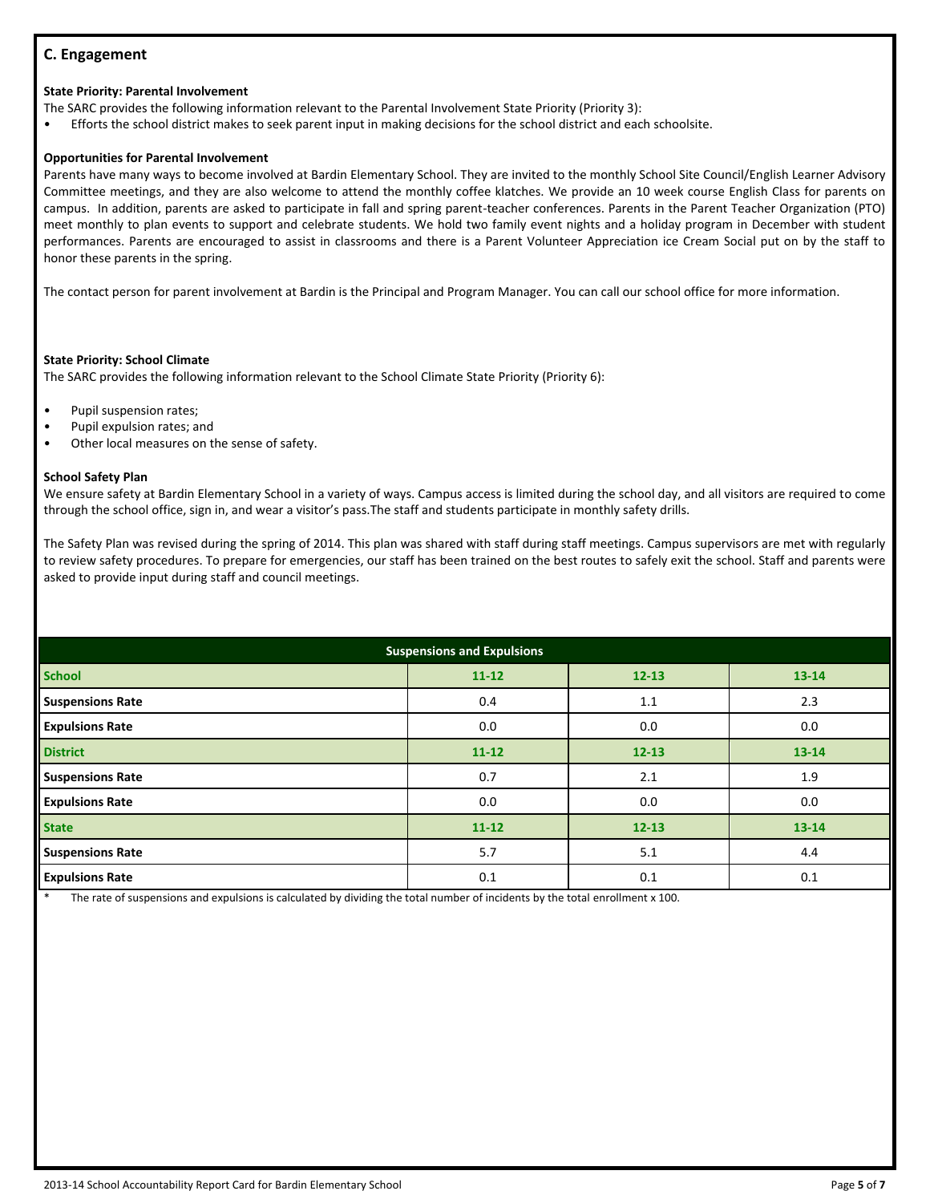## C. Engagement

**State Priority: Parental Involvement**

The SARC provides the following information relevant to the Parental Involvement State Priority (Priority 3):

- Efforts the school district makes to seek parent input in making decisions for the school district and each schoolsite.

**Opportunities for Parental Involvement**

Parents have many ways to become involved at Bardin Elementary School. They are invited to the monthly School Site Council/English Learner Advisory Committee meetings, and they are also welcome to attend the monthly coffee klatches. We provide an 10 week course English Class for parents on campus. In addition, parents are asked to participate in fall and spring parent-teacher conferences. Parents in the Parent Teacher Organization (PTO) meet monthly to plan events to support and celebrate students. We hold two family event nights and a holiday program in December with student performances. Parents are encouraged to assist in classrooms and there is a Parent Volunteer Appreciation ice Cream Social put on by the staff to honor these parents in the spring.

The contact person for parent involvement at Bardin is the Principal and Program Manager. You can call our school office for more information.

**State Priority: School Climate**

The SARC provides the following information relevant to the School Climate State Priority (Priority 6):

- Pupil suspension rates;
- Pupil expulsion rates; and
- Other local measures on the sense of safety.

**School Safety Plan**

We ensure safety at Bardin Elementary School in a variety of ways. Campus access is limited during the school day, and all visitors are required to come through the school office, sign in, and wear a visitor's pass.The staff and students participate in monthly safety drills.

The Safety Plan was revised during the spring of 2014. This plan was shared with staff during staff meetings. Campus supervisors are met with regularly to review safety procedures. To prepare for emergencies, our staff has been trained on the best routes to safely exit the school. Staff and parents were asked to provide input during staff and council meetings.

| Suspensions and Expulsions | | | |
|---|---|---|---|
| **School** | **11-12** | **12-13** | **13-14** |
| **Suspensions Rate** | 0.4 | 1.1 | 2.3 |
| **Expulsions Rate** | 0.0 | 0.0 | 0.0 |
| **District** | **11-12** | **12-13** | **13-14** |
| **Suspensions Rate** | 0.7 | 2.1 | 1.9 |
| **Expulsions Rate** | 0.0 | 0.0 | 0.0 |
| **State** | **11-12** | **12-13** | **13-14** |
| **Suspensions Rate** | 5.7 | 5.1 | 4.4 |
| **Expulsions Rate** | 0.1 | 0.1 | 0.1 |

\* The rate of suspensions and expulsions is calculated by dividing the total number of incidents by the total enrollment x 100.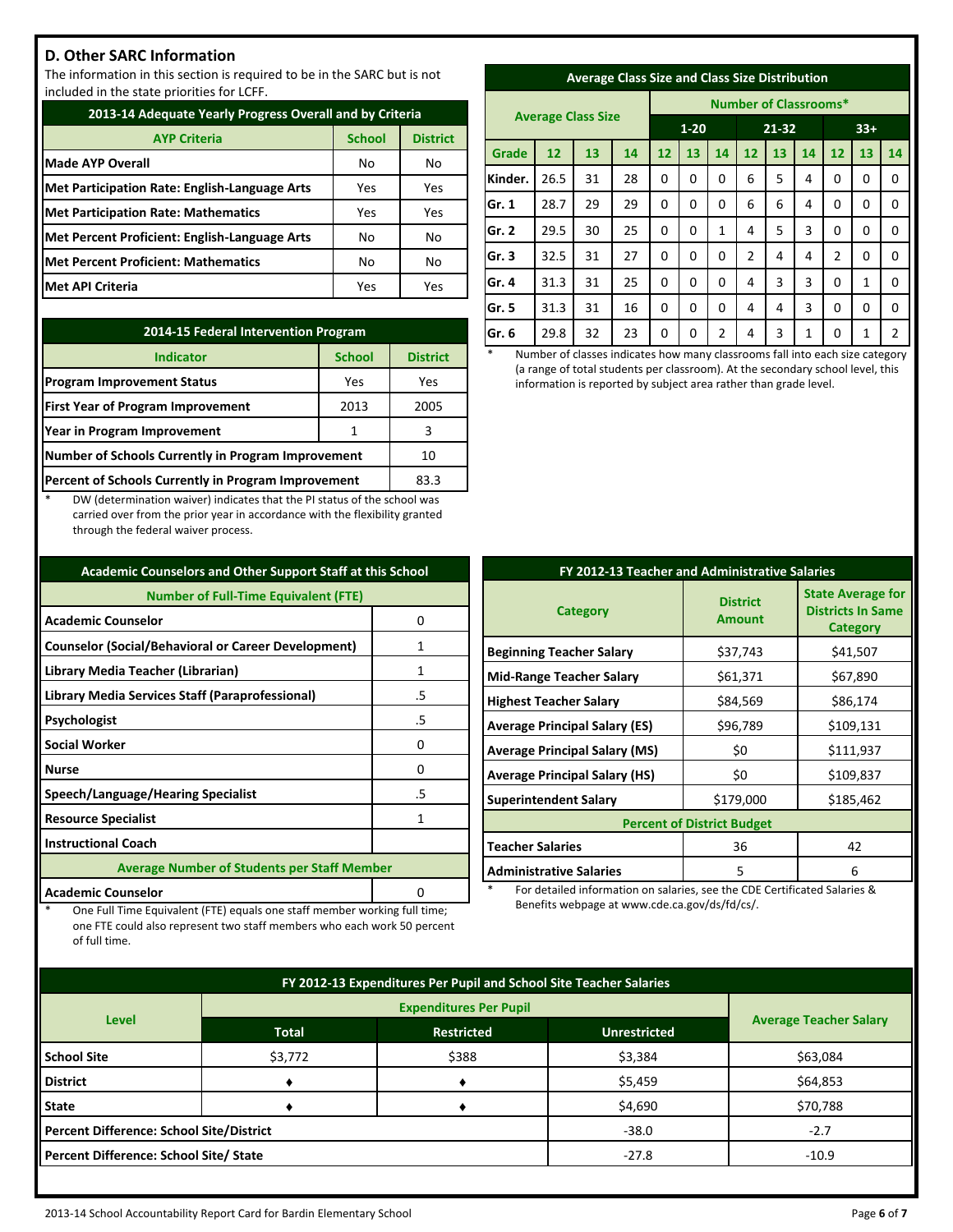## D. Other SARC Information

The information in this section is required to be in the SARC but is not included in the state priorities for LCFF.

| 2013-14 Adequate Yearly Progress Overall and by Criteria | | |
|---|---|---|
| AYP Criteria | School | District |
| Made AYP Overall | No | No |
| Met Participation Rate: English-Language Arts | Yes | Yes |
| Met Participation Rate: Mathematics | Yes | Yes |
| Met Percent Proficient: English-Language Arts | No | No |
| Met Percent Proficient: Mathematics | No | No |
| Met API Criteria | Yes | Yes |

| 2014-15 Federal Intervention Program | | |
|---|---|---|
| Indicator | School | District |
| Program Improvement Status | Yes | Yes |
| First Year of Program Improvement | 2013 | 2005 |
| Year in Program Improvement | 1 | 3 |
| Number of Schools Currently in Program Improvement | | 10 |
| Percent of Schools Currently in Program Improvement | | 83.3 |

\* DW (determination waiver) indicates that the PI status of the school was carried over from the prior year in accordance with the flexibility granted through the federal waiver process.

| Average Class Size and Class Size Distribution | | | | | | | | | | | | |
|---|---|---|---|---|---|---|---|---|---|---|---|---|
| Average Class Size | | | | Number of Classrooms* | | | | | | | | |
| | | | | 1-20 | | | 21-32 | | | 33+ | | |
| Grade | 12 | 13 | 14 | 12 | 13 | 14 | 12 | 13 | 14 | 12 | 13 | 14 |
| Kinder. | 26.5 | 31 | 28 | 0 | 0 | 0 | 6 | 5 | 4 | 0 | 0 | 0 |
| Gr. 1 | 28.7 | 29 | 29 | 0 | 0 | 0 | 6 | 6 | 4 | 0 | 0 | 0 |
| Gr. 2 | 29.5 | 30 | 25 | 0 | 0 | 1 | 4 | 5 | 3 | 0 | 0 | 0 |
| Gr. 3 | 32.5 | 31 | 27 | 0 | 0 | 0 | 2 | 4 | 4 | 2 | 0 | 0 |
| Gr. 4 | 31.3 | 31 | 25 | 0 | 0 | 0 | 4 | 3 | 3 | 0 | 1 | 0 |
| Gr. 5 | 31.3 | 31 | 16 | 0 | 0 | 0 | 4 | 4 | 3 | 0 | 0 | 0 |
| Gr. 6 | 29.8 | 32 | 23 | 0 | 0 | 2 | 4 | 3 | 1 | 0 | 1 | 2 |

\* Number of classes indicates how many classrooms fall into each size category (a range of total students per classroom). At the secondary school level, this information is reported by subject area rather than grade level.

| Academic Counselors and Other Support Staff at this School | |
|---|---|
| Number of Full-Time Equivalent (FTE) | |
| Academic Counselor | 0 |
| Counselor (Social/Behavioral or Career Development) | 1 |
| Library Media Teacher (Librarian) | 1 |
| Library Media Services Staff (Paraprofessional) | .5 |
| Psychologist | .5 |
| Social Worker | 0 |
| Nurse | 0 |
| Speech/Language/Hearing Specialist | .5 |
| Resource Specialist | 1 |
| Instructional Coach | |
| Average Number of Students per Staff Member | |
| Academic Counselor | 0 |

\* One Full Time Equivalent (FTE) equals one staff member working full time; one FTE could also represent two staff members who each work 50 percent of full time.

| FY 2012-13 Teacher and Administrative Salaries | | |
|---|---|---|
| Category | District Amount | State Average for Districts In Same Category |
| Beginning Teacher Salary | $37,743 | $41,507 |
| Mid-Range Teacher Salary | $61,371 | $67,890 |
| Highest Teacher Salary | $84,569 | $86,174 |
| Average Principal Salary (ES) | $96,789 | $109,131 |
| Average Principal Salary (MS) | $0 | $111,937 |
| Average Principal Salary (HS) | $0 | $109,837 |
| Superintendent Salary | $179,000 | $185,462 |
| Percent of District Budget | | |
| Teacher Salaries | 36 | 42 |
| Administrative Salaries | 5 | 6 |

\* For detailed information on salaries, see the CDE Certificated Salaries & Benefits webpage at www.cde.ca.gov/ds/fd/cs/.

| FY 2012-13 Expenditures Per Pupil and School Site Teacher Salaries | | | | |
|---|---|---|---|---|
| Level | Expenditures Per Pupil | | | Average Teacher Salary |
| | Total | Restricted | Unrestricted | |
| School Site | $3,772 | $388 | $3,384 | $63,084 |
| District | ♦ | ♦ | $5,459 | $64,853 |
| State | ♦ | ♦ | $4,690 | $70,788 |
| Percent Difference: School Site/District | | | -38.0 | -2.7 |
| Percent Difference: School Site/ State | | | -27.8 | -10.9 |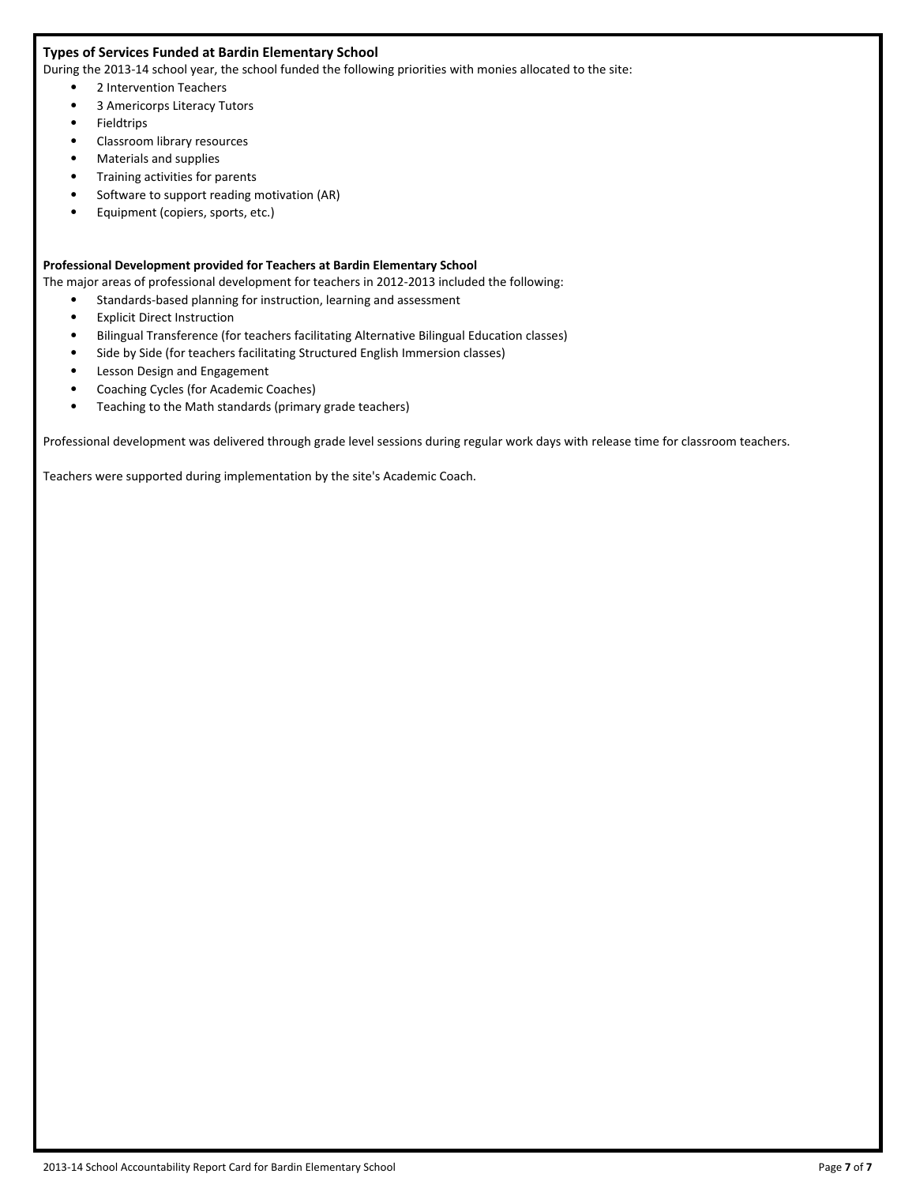**Types of Services Funded at Bardin Elementary School**

During the 2013-14 school year, the school funded the following priorities with monies allocated to the site:

- 2 Intervention Teachers
- 3 Americorps Literacy Tutors
- Fieldtrips
- Classroom library resources
- Materials and supplies
- Training activities for parents
- Software to support reading motivation (AR)
- Equipment (copiers, sports, etc.)

**Professional Development provided for Teachers at Bardin Elementary School**

The major areas of professional development for teachers in 2012-2013 included the following:

- Standards-based planning for instruction, learning and assessment
- Explicit Direct Instruction
- Bilingual Transference (for teachers facilitating Alternative Bilingual Education classes)
- Side by Side (for teachers facilitating Structured English Immersion classes)
- Lesson Design and Engagement
- Coaching Cycles (for Academic Coaches)
- Teaching to the Math standards (primary grade teachers)

Professional development was delivered through grade level sessions during regular work days with release time for classroom teachers.

Teachers were supported during implementation by the site's Academic Coach.